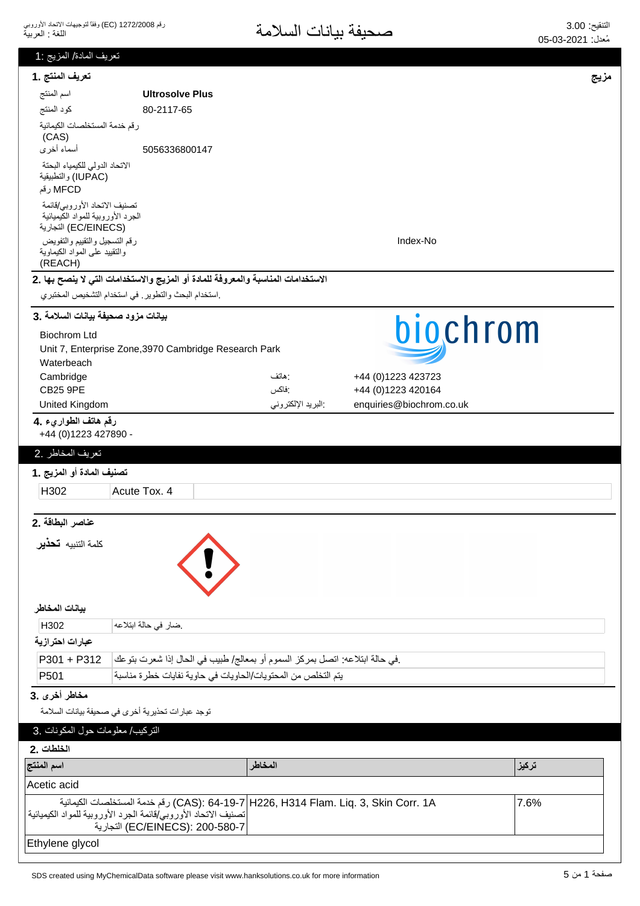رقم 1272/2008 (EC) وفقاً لتوجيهات الاتحاد الأوروبي
اللغة : العربية

# صحيفة بيانات السلامة

التنقيح: 3.00
مُعدل: 05-03-2021

## تعريف المادة/ المزيج :1

### تعريف المنتج .1

**مزيج**

| | |
|---|---|
| اسم المنتج | **Ultrosolve Plus** |
| كود المنتج | 80-2117-65 |
| رقم خدمة المستخلصات الكيمائية (CAS) | |
| أسماء أخرى | 5056336800147 |
| الاتحاد الدولي للكيمياء البحتة والتطبيقية (IUPAC) | |
| رقم MFCD | |
| تصنيف الاتحاد الأوروبي/قائمة الجرد الأوروبية للمواد الكيميائية التجارية (EC/EINECS) | |
| رقم التسجيل والتقييم والتفويض والتقييد على المواد الكيماوية (REACH) | Index-No |

### الاستخدامات المناسبة والمعروفة للمادة أو المزيج والاستخدامات التي لا ينصح بها .2

.استخدام البحث والتطوير. في استخدام التشخيص المختبري

### بيانات مزود صحيفة بيانات السلامة .3

biochrom

Biochrom Ltd
Unit 7, Enterprise Zone,3970 Cambridge Research Park
Waterbeach
Cambridge
CB25 9PE
United Kingdom

هاتف: +44 (0)1223 423723
فاكس: +44 (0)1223 420164
البريد الإلكتروني: enquiries@biochrom.co.uk

### رقم هاتف الطوارىء .4

+44 (0)1223 427890 -

## تعريف المخاطر .2

### تصنيف المادة أو المزيج .1

| | |
|---|---|
| H302 | Acute Tox. 4 |

### عناصر البطاقة .2

كلمة التنبيه **تحذير**

**بيانات المخاطر**

| | |
|---|---|
| H302 | .ضار في حالة ابتلاعه |

**عبارات احترازية**

| | |
|---|---|
| P301 + P312 | .في حالة ابتلاعه: اتصل بمركز السموم أو بمعالج/ طبيب في الحال إذا شعرت بتوعك |
| P501 | يتم التخلص من المحتويات/الحاويات في حاوية نفايات خطرة مناسبة |

### مخاطر أخرى .3

توجد عبارات تحذيرية أخرى في صحيفة بيانات السلامة

## التركيب/ معلومات حول المكونات .3

### الخلطات .2

| اسم المنتج | المخاطر | تركيز |
|---|---|---|
| Acetic acid | | |
| رقم خدمة المستخلصات الكيمائية (CAS): 64-19-7 تصنيف الاتحاد الأوروبي/قائمة الجرد الأوروبية للمواد الكيميائية التجارية (EC/EINECS): 200-580-7 | H226, H314 Flam. Liq. 3, Skin Corr. 1A | 7.6% |
| Ethylene glycol | | |

SDS created using MyChemicalData software please visit www.hanksolutions.co.uk for more information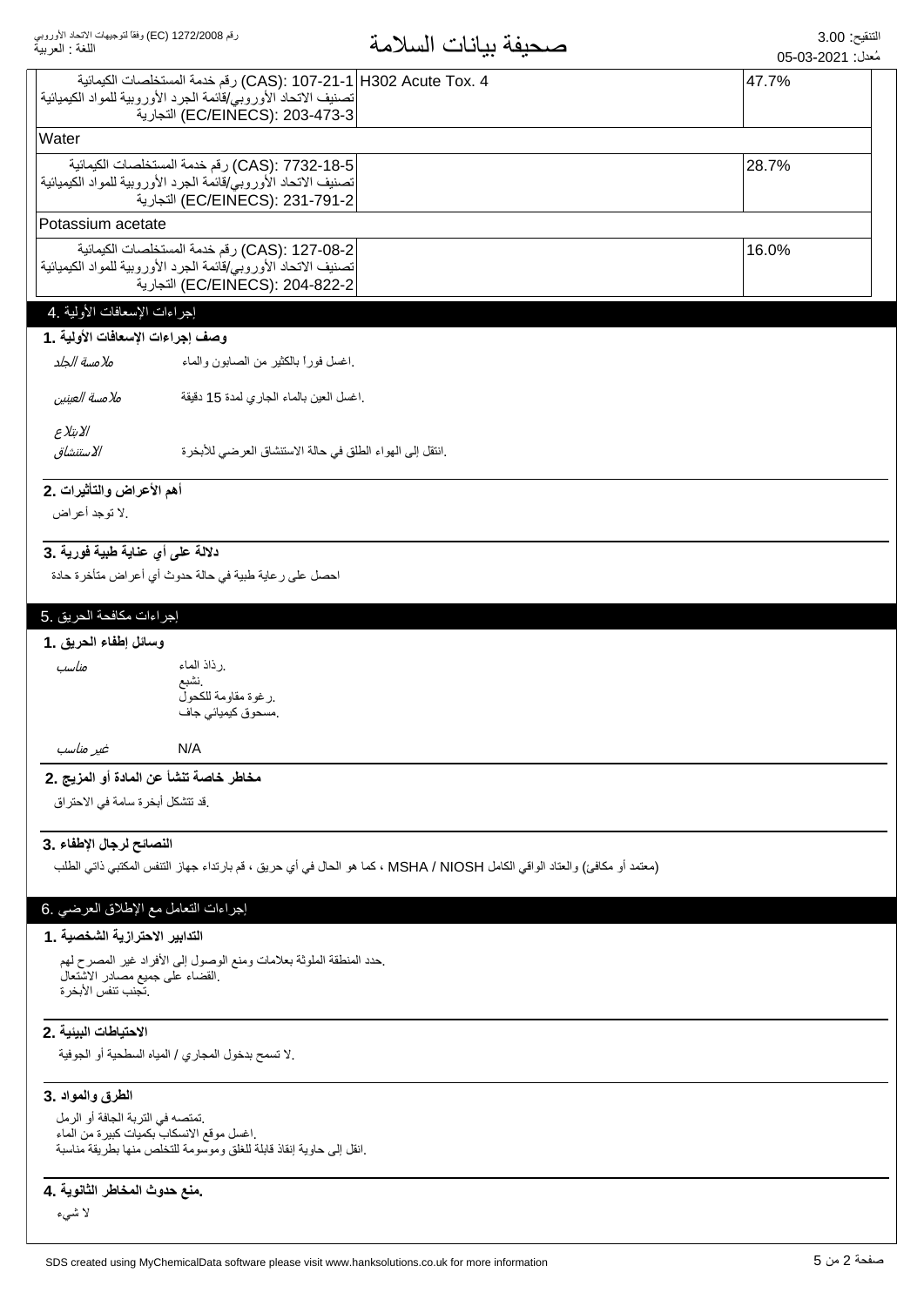| | | |
|---|---|---|
| (CAS): 107-21-1 رقم خدمة المستخلصات الكيمائية<br>تصنيف الاتحاد الأوروبي/قائمة الجرد الأوروبية للمواد الكيميائية التجارية (EC/EINECS): 203-473-3 | H302 Acute Tox. 4 | 47.7% |
| Water | | |
| (CAS): 7732-18-5 رقم خدمة المستخلصات الكيمائية<br>تصنيف الاتحاد الأوروبي/قائمة الجرد الأوروبية للمواد الكيميائية التجارية (EC/EINECS): 231-791-2 | | 28.7% |
| Potassium acetate | | |
| (CAS): 127-08-2 رقم خدمة المستخلصات الكيمائية<br>تصنيف الاتحاد الأوروبي/قائمة الجرد الأوروبية للمواد الكيميائية التجارية (EC/EINECS): 204-822-2 | | 16.0% |

## 4. إجراءات الإسعافات الأولية

### 1. وصف إجراءات الإسعافات الأولية

*ملامسة الجلد* — .اغسل فوراً بالكثير من الصابون والماء

*ملامسة العينين* — .اغسل العين بالماء الجاري لمدة 15 دقيقة

*الابتلاع*

*الاستنشاق* — .انتقل إلى الهواء الطلق في حالة الاستنشاق العرضي للأبخرة

### 2. أهم الأعراض والتأثيرات

.لا توجد أعراض

### 3. دلالة على أي عناية طبية فورية

احصل على رعاية طبية في حالة حدوث أي أعراض متأخرة حادة

## 5. إجراءات مكافحة الحريق

### 1. وسائل إطفاء الحريق

*مناسب* — .رذاذ الماء
.نشبع
.رغوة مقاومة للكحول
.مسحوق كيميائي جاف

*غير مناسب* — N/A

### 2. مخاطر خاصة تنشأ عن المادة أو المزيج

.قد تتشكل أبخرة سامة في الاحتراق

### 3. النصائح لرجال الإطفاء

(معتمد أو مكافئ) والعتاد الواقي الكامل MSHA / NIOSH ، كما هو الحال في أي حريق ، قم بارتداء جهاز التنفس المكتبي ذاتي الطلب

## 6. إجراءات التعامل مع الإطلاق العرضي

### 1. التدابير الاحترازية الشخصية

.حدد المنطقة الملوثة بعلامات ومنع الوصول إلى الأفراد غير المصرح لهم
.القضاء على جميع مصادر الاشتعال
.تجنب تنفس الأبخرة

### 2. الاحتياطات البيئية

.لا تسمح بدخول المجاري / المياه السطحية أو الجوفية

### 3. الطرق والمواد

.تمتصه في التربة الجافة أو الرمل
.اغسل موقع الانسكاب بكميات كبيرة من الماء
.انقل إلى حاوية إنقاذ قابلة للغلق وموسومة للتخلص منها بطريقة مناسبة

### 4. .منع حدوث المخاطر الثانوية

لا شيء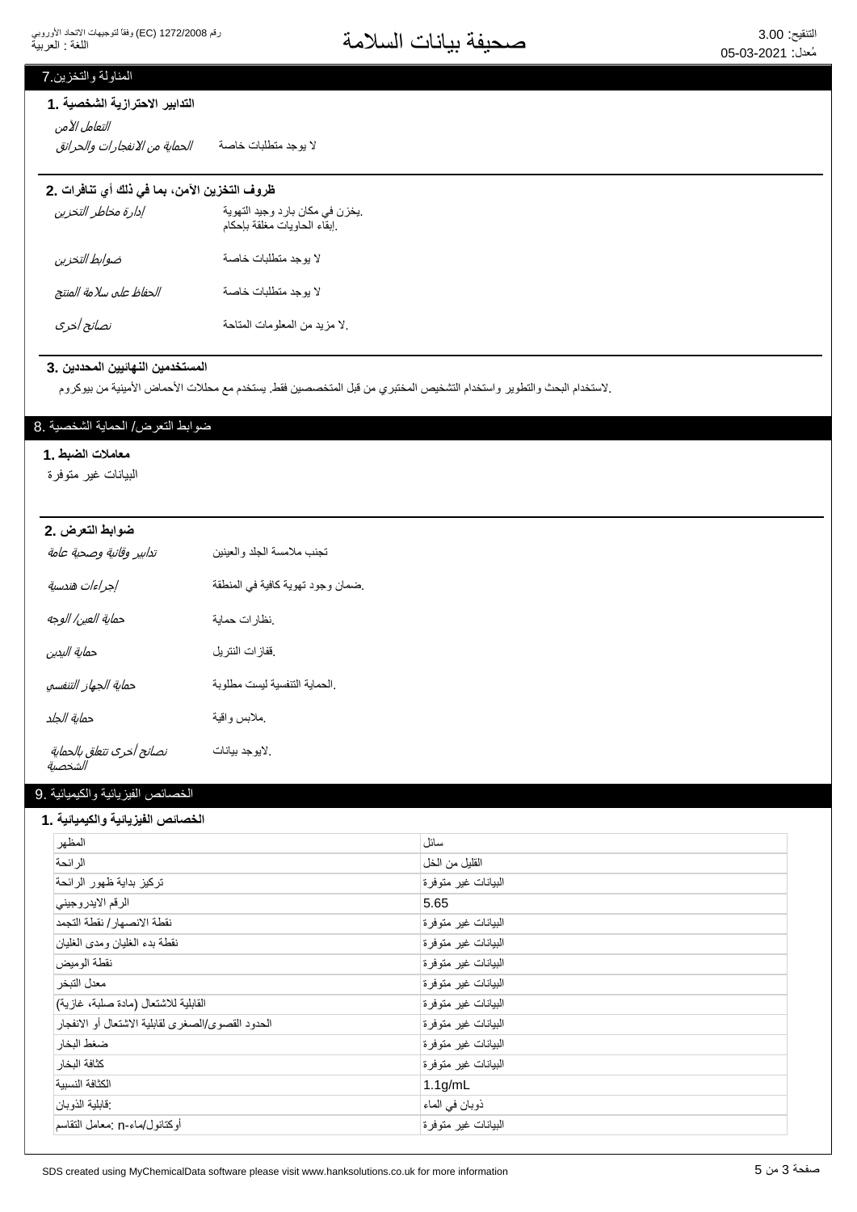## 7. المناولة والتخزين

### 1. التدابير الاحترازية الشخصية

*التعامل الآمن*

| | |
|---|---|
| *الحماية من الانفجارات والحرائق* | لا يوجد متطلبات خاصة |

### 2. ظروف التخزين الآمن، بما في ذلك أي تنافرات

| | |
|---|---|
| *إدارة مخاطر التخزين* | .يخزن في مكان بارد وجيد التهوية<br>.إبقاء الحاويات مغلقة بإحكام |
| *ضوابط التخزين* | لا يوجد متطلبات خاصة |
| *الحفاظ على سلامة المنتج* | لا يوجد متطلبات خاصة |
| *نصائح أخرى* | .لا مزيد من المعلومات المتاحة |

### 3. المستخدمين النهائيين المحددين

.لاستخدام البحث والتطوير واستخدام التشخيص المختبري من قبل المتخصصين فقط. يستخدم مع محللات الأحماض الأمينية من بيوكروم

## 8. ضوابط التعرض/ الحماية الشخصية

### 1. معاملات الضبط

البيانات غير متوفرة

### 2. ضوابط التعرض

| | |
|---|---|
| *تدابير وقائية وصحية عامة* | تجنب ملامسة الجلد والعينين |
| *إجراءات هندسية* | .ضمان وجود تهوية كافية في المنطقة |
| *حماية العين/ الوجه* | .نظارات حماية |
| *حماية اليدين* | .قفازات النتريل |
| *حماية الجهاز التنفسي* | .الحماية التنفسية ليست مطلوبة |
| *حماية الجلد* | .ملابس واقية |
| *نصائح أخرى تتعلق بالحماية الشخصية* | .لايوجد بيانات |

## 9. الخصائص الفيزيائية والكيميائية

### 1. الخصائص الفيزيائية والكيميائية

| | |
|---|---|
| المظهر | سائل |
| الرائحة | القليل من الخل |
| تركيز بداية ظهور الرائحة | البيانات غير متوفرة |
| الرقم الايدروجيني | 5.65 |
| نقطة الانصهار/ نقطة التجمد | البيانات غير متوفرة |
| نقطة بدء الغليان ومدى الغليان | البيانات غير متوفرة |
| نقطة الوميض | البيانات غير متوفرة |
| معدل التبخر | البيانات غير متوفرة |
| القابلية للاشتعال (مادة صلبة، غازية) | البيانات غير متوفرة |
| الحدود القصوى/الصغرى لقابلية الاشتعال أو الانفجار | البيانات غير متوفرة |
| ضغط البخار | البيانات غير متوفرة |
| كثافة البخار | البيانات غير متوفرة |
| الكثافة النسبية | 1.1g/mL |
| :قابلية الذوبان | ذوبان في الماء |
| أوكتانول/ماء-n :معامل التقاسم | البيانات غير متوفرة |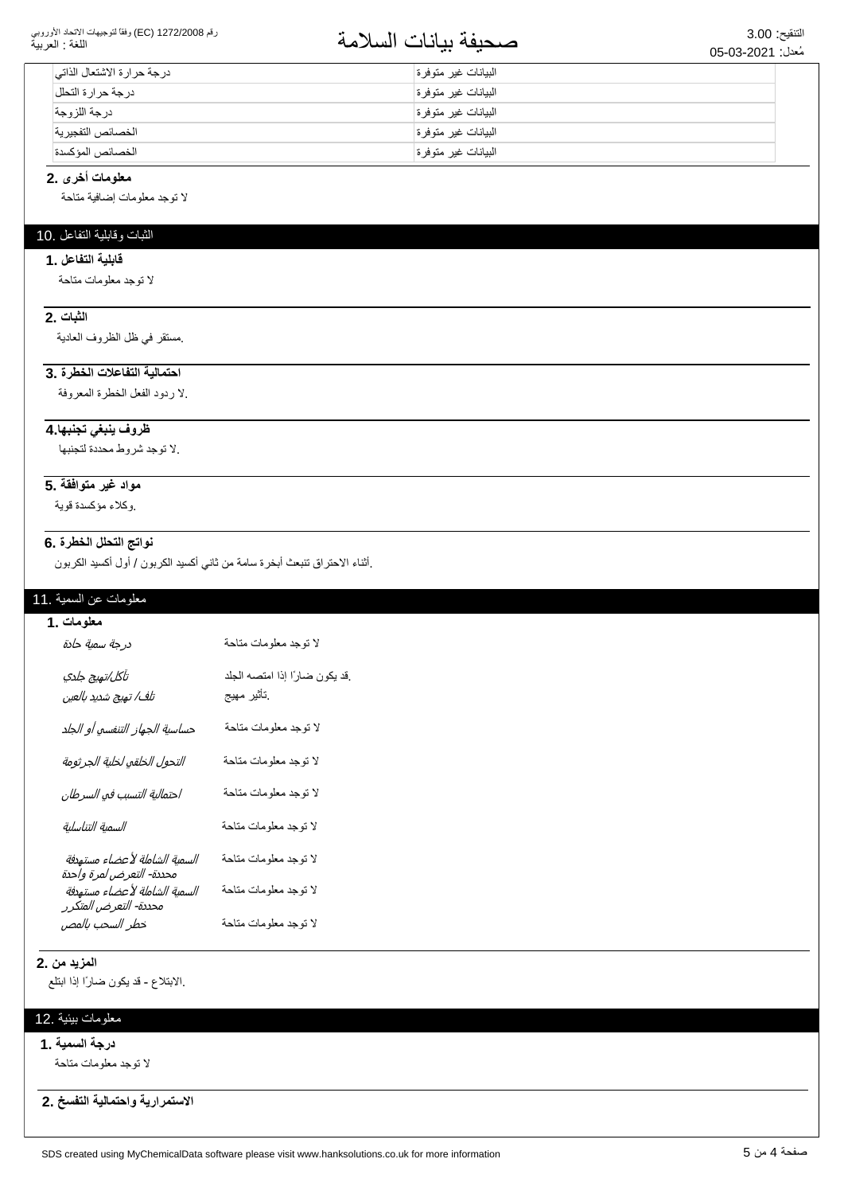| | |
|---|---|
| درجة حرارة الاشتعال الذاتي | البيانات غير متوفرة |
| درجة حرارة التحلل | البيانات غير متوفرة |
| درجة اللزوجة | البيانات غير متوفرة |
| الخصائص التفجيرية | البيانات غير متوفرة |
| الخصائص المؤكسدة | البيانات غير متوفرة |

### معلومات أخرى .2

لا توجد معلومات إضافية متاحة

## الثبات وقابلية التفاعل .10

### قابلية التفاعل .1

لا توجد معلومات متاحة

### الثبات .2

.مستقر في ظل الظروف العادية

### احتمالية التفاعلات الخطرة .3

.لا ردود الفعل الخطرة المعروفة

### ظروف ينبغي تجنبها.4

.لا توجد شروط محددة لتجنبها

### مواد غير متوافقة .5

.وكلاء مؤكسدة قوية

### نواتج التحلل الخطرة .6

.أثناء الاحتراق تنبعث أبخرة سامة من ثاني أكسيد الكربون / أول أكسيد الكربون

## معلومات عن السمية .11

### معلومات .1

| | |
|---|---|
| *درجة سمية حادة* | لا توجد معلومات متاحة |
| *تآكل/تهيج جلدي* | .قد يكون ضارًا إذا امتصه الجلد |
| *تلف/ تهيج شديد بالعين* | .تأثير مهيج |
| *حساسية الجهاز التنفسي أو الجلد* | لا توجد معلومات متاحة |
| *التحول الخلقي لخلية الجرثومة* | لا توجد معلومات متاحة |
| *احتمالية التسبب في السرطان* | لا توجد معلومات متاحة |
| *السمية التناسلية* | لا توجد معلومات متاحة |
| *السمية الشاملة لأعضاء مستهدفة محددة- التعرض لمرة واحدة* | لا توجد معلومات متاحة |
| *السمية الشاملة لأعضاء مستهدفة محددة- التعرض المتكرر* | لا توجد معلومات متاحة |
| *خطر السحب بالمص* | لا توجد معلومات متاحة |

### المزيد من .2

.الابتلاع - قد يكون ضارًا إذا ابتلع

## معلومات بيئية .12

### درجة السمية .1

لا توجد معلومات متاحة

### الاستمرارية واحتمالية التفسخ .2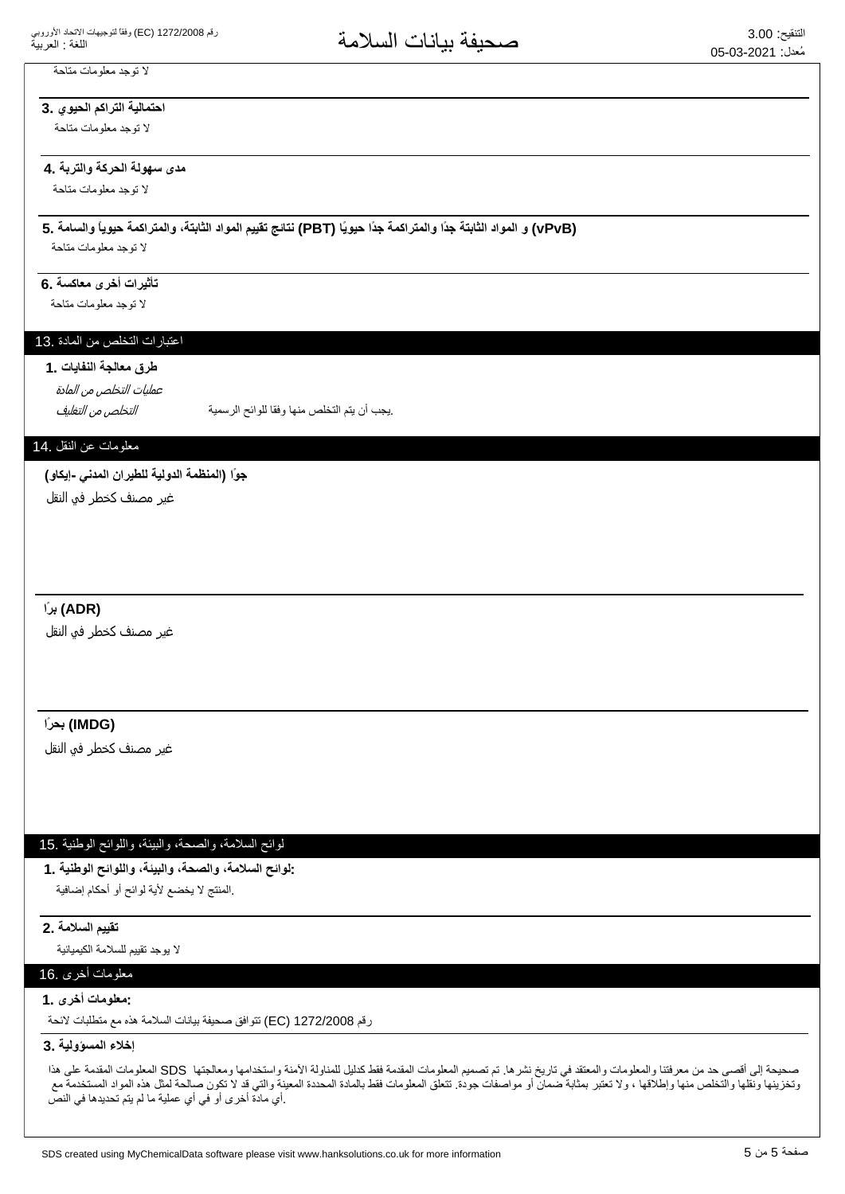لا توجد معلومات متاحة

**3. احتمالية التراكم الحيوي**

لا توجد معلومات متاحة

**4. مدى سهولة الحركة والتربة**

لا توجد معلومات متاحة

**5. نتائج تقييم المواد الثابتة، والمتراكمة حيوياً والسامة (PBT) و المواد الثابتة جدًا والمتراكمة جدًا حيويًا (vPvB)**

لا توجد معلومات متاحة

**6. تأثيرات أخرى معاكسة**

لا توجد معلومات متاحة

## 13. اعتبارات التخلص من المادة

**1. طرق معالجة النفايات**

*عمليات التخلص من المادة*

*التخلص من التغليف* يجب أن يتم التخلص منها وفقا للوائح الرسمية.

## 14. معلومات عن النقل

**جوًا (المنظمة الدولية للطيران المدني -إيكاو)**

غير مصنف كخطر في النقل

**برًا (ADR)**

غير مصنف كخطر في النقل

**بحرًا (IMDG)**

غير مصنف كخطر في النقل

## 15. لوائح السلامة، والصحة، والبيئة، واللوائح الوطنية

**1. لوائح السلامة، والصحة، والبيئة، واللوائح الوطنية:**

المنتج لا يخضع لأية لوائح أو أحكام إضافية.

**2. تقييم السلامة**

لا يوجد تقييم للسلامة الكيميائية

## 16. معلومات أخرى

**1. معلومات أخرى:**

تتوافق صحيفة بيانات السلامة هذه مع متطلبات لائحة (EC) رقم 1272/2008

**3. إخلاء المسؤولية**

المعلومات المقدمة على هذا SDS صحيحة إلى أقصى حد من معرفتنا والمعلومات والمعتقد في تاريخ نشرها. تم تصميم المعلومات المقدمة فقط كدليل للمناولة الآمنة واستخدامها ومعالجتها وتخزينها ونقلها والتخلص منها وإطلاقها ، ولا تعتبر بمثابة ضمان أو مواصفات جودة. تتعلق المعلومات فقط بالمادة المحددة المعينة والتي قد لا تكون صالحة لمثل هذه المواد المستخدمة مع أي مادة أخرى أو في أي عملية ما لم يتم تحديدها في النص.